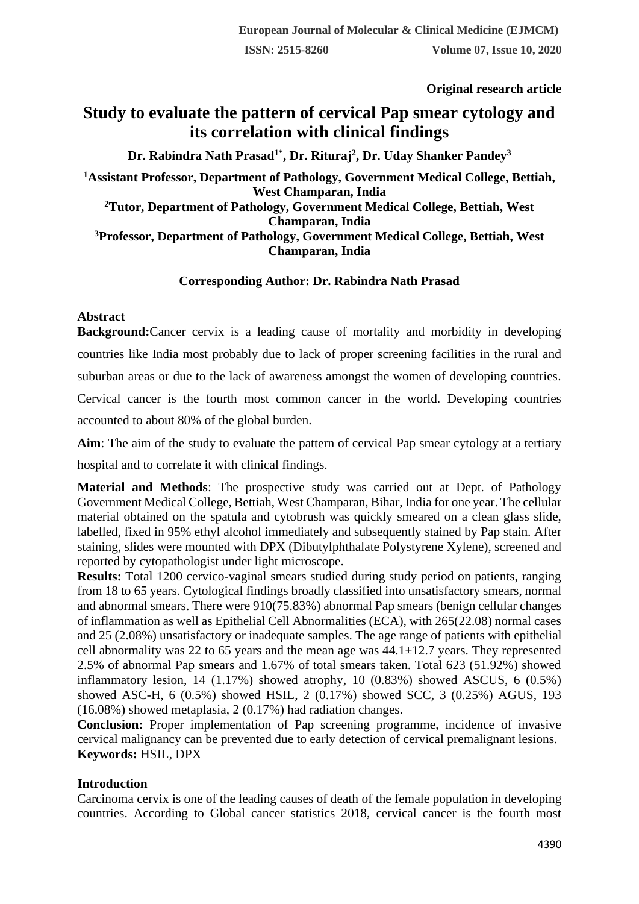Original research article

# Study to evaluate the pattern of cervical Pap smear cytology and its correlation with clinical findings

**Dr. Rabindra Nath Prasad[1*], Dr. Rituraj[2], Dr. Uday Shanker Pandey[3]**

**[1]Assistant Professor, Department of Pathology, Government Medical College, Bettiah, West Champaran, India**
**[2]Tutor, Department of Pathology, Government Medical College, Bettiah, West Champaran, India**
**[3]Professor, Department of Pathology, Government Medical College, Bettiah, West Champaran, India**

**Corresponding Author: Dr. Rabindra Nath Prasad**

## Abstract

**Background:**Cancer cervix is a leading cause of mortality and morbidity in developing countries like India most probably due to lack of proper screening facilities in the rural and suburban areas or due to the lack of awareness amongst the women of developing countries. Cervical cancer is the fourth most common cancer in the world. Developing countries accounted to about 80% of the global burden.

**Aim**: The aim of the study to evaluate the pattern of cervical Pap smear cytology at a tertiary hospital and to correlate it with clinical findings.

**Material and Methods**: The prospective study was carried out at Dept. of Pathology Government Medical College, Bettiah, West Champaran, Bihar, India for one year. The cellular material obtained on the spatula and cytobrush was quickly smeared on a clean glass slide, labelled, fixed in 95% ethyl alcohol immediately and subsequently stained by Pap stain. After staining, slides were mounted with DPX (Dibutylphthalate Polystyrene Xylene), screened and reported by cytopathologist under light microscope.

**Results:** Total 1200 cervico-vaginal smears studied during study period on patients, ranging from 18 to 65 years. Cytological findings broadly classified into unsatisfactory smears, normal and abnormal smears. There were 910(75.83%) abnormal Pap smears (benign cellular changes of inflammation as well as Epithelial Cell Abnormalities (ECA), with 265(22.08) normal cases and 25 (2.08%) unsatisfactory or inadequate samples. The age range of patients with epithelial cell abnormality was 22 to 65 years and the mean age was 44.1±12.7 years. They represented 2.5% of abnormal Pap smears and 1.67% of total smears taken. Total 623 (51.92%) showed inflammatory lesion, 14 (1.17%) showed atrophy, 10 (0.83%) showed ASCUS, 6 (0.5%) showed ASC-H, 6 (0.5%) showed HSIL, 2 (0.17%) showed SCC, 3 (0.25%) AGUS, 193 (16.08%) showed metaplasia, 2 (0.17%) had radiation changes.

**Conclusion:** Proper implementation of Pap screening programme, incidence of invasive cervical malignancy can be prevented due to early detection of cervical premalignant lesions.

**Keywords:** HSIL, DPX

## Introduction

Carcinoma cervix is one of the leading causes of death of the female population in developing countries. According to Global cancer statistics 2018, cervical cancer is the fourth most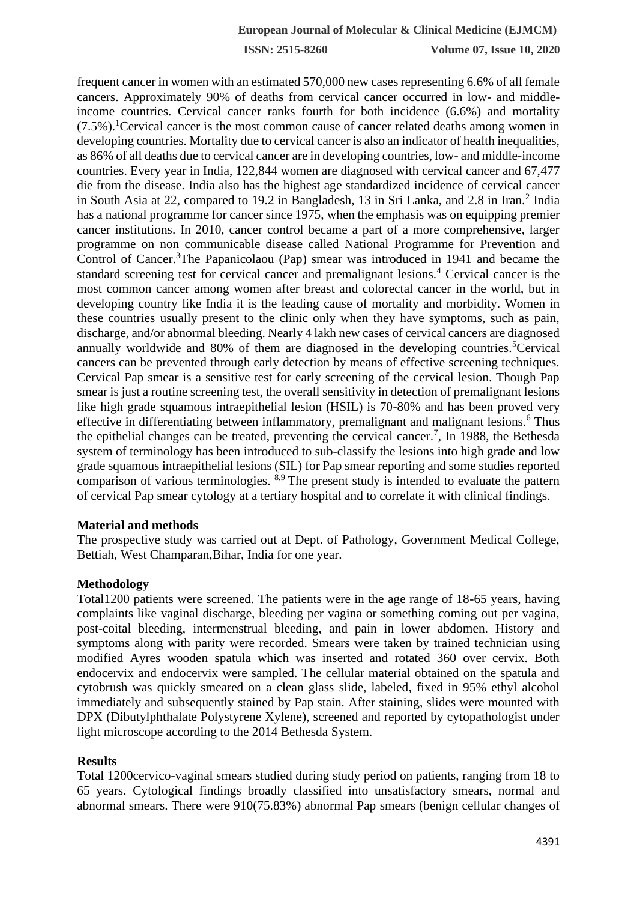frequent cancer in women with an estimated 570,000 new cases representing 6.6% of all female cancers. Approximately 90% of deaths from cervical cancer occurred in low- and middle-income countries. Cervical cancer ranks fourth for both incidence (6.6%) and mortality (7.5%).[1]Cervical cancer is the most common cause of cancer related deaths among women in developing countries. Mortality due to cervical cancer is also an indicator of health inequalities, as 86% of all deaths due to cervical cancer are in developing countries, low- and middle-income countries. Every year in India, 122,844 women are diagnosed with cervical cancer and 67,477 die from the disease. India also has the highest age standardized incidence of cervical cancer in South Asia at 22, compared to 19.2 in Bangladesh, 13 in Sri Lanka, and 2.8 in Iran.[2] India has a national programme for cancer since 1975, when the emphasis was on equipping premier cancer institutions. In 2010, cancer control became a part of a more comprehensive, larger programme on non communicable disease called National Programme for Prevention and Control of Cancer.[3]The Papanicolaou (Pap) smear was introduced in 1941 and became the standard screening test for cervical cancer and premalignant lesions.[4] Cervical cancer is the most common cancer among women after breast and colorectal cancer in the world, but in developing country like India it is the leading cause of mortality and morbidity. Women in these countries usually present to the clinic only when they have symptoms, such as pain, discharge, and/or abnormal bleeding. Nearly 4 lakh new cases of cervical cancers are diagnosed annually worldwide and 80% of them are diagnosed in the developing countries.[5]Cervical cancers can be prevented through early detection by means of effective screening techniques. Cervical Pap smear is a sensitive test for early screening of the cervical lesion. Though Pap smear is just a routine screening test, the overall sensitivity in detection of premalignant lesions like high grade squamous intraepithelial lesion (HSIL) is 70-80% and has been proved very effective in differentiating between inflammatory, premalignant and malignant lesions.[6] Thus the epithelial changes can be treated, preventing the cervical cancer.[7], In 1988, the Bethesda system of terminology has been introduced to sub-classify the lesions into high grade and low grade squamous intraepithelial lesions (SIL) for Pap smear reporting and some studies reported comparison of various terminologies. [8,9] The present study is intended to evaluate the pattern of cervical Pap smear cytology at a tertiary hospital and to correlate it with clinical findings.

## Material and methods

The prospective study was carried out at Dept. of Pathology, Government Medical College, Bettiah, West Champaran,Bihar, India for one year.

## Methodology

Total1200 patients were screened. The patients were in the age range of 18-65 years, having complaints like vaginal discharge, bleeding per vagina or something coming out per vagina, post-coital bleeding, intermenstrual bleeding, and pain in lower abdomen. History and symptoms along with parity were recorded. Smears were taken by trained technician using modified Ayres wooden spatula which was inserted and rotated 360 over cervix. Both endocervix and endocervix were sampled. The cellular material obtained on the spatula and cytobrush was quickly smeared on a clean glass slide, labeled, fixed in 95% ethyl alcohol immediately and subsequently stained by Pap stain. After staining, slides were mounted with DPX (Dibutylphthalate Polystyrene Xylene), screened and reported by cytopathologist under light microscope according to the 2014 Bethesda System.

## Results

Total 1200cervico-vaginal smears studied during study period on patients, ranging from 18 to 65 years. Cytological findings broadly classified into unsatisfactory smears, normal and abnormal smears. There were 910(75.83%) abnormal Pap smears (benign cellular changes of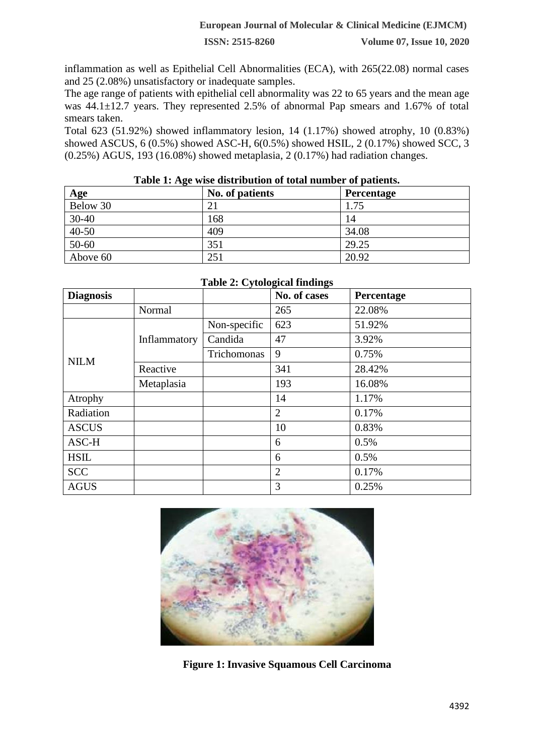inflammation as well as Epithelial Cell Abnormalities (ECA), with 265(22.08) normal cases and 25 (2.08%) unsatisfactory or inadequate samples.

The age range of patients with epithelial cell abnormality was 22 to 65 years and the mean age was 44.1±12.7 years. They represented 2.5% of abnormal Pap smears and 1.67% of total smears taken.

Total 623 (51.92%) showed inflammatory lesion, 14 (1.17%) showed atrophy, 10 (0.83%) showed ASCUS, 6 (0.5%) showed ASC-H, 6(0.5%) showed HSIL, 2 (0.17%) showed SCC, 3 (0.25%) AGUS, 193 (16.08%) showed metaplasia, 2 (0.17%) had radiation changes.

**Table 1: Age wise distribution of total number of patients.**

| Age | No. of patients | Percentage |
|---|---|---|
| Below 30 | 21 | 1.75 |
| 30-40 | 168 | 14 |
| 40-50 | 409 | 34.08 |
| 50-60 | 351 | 29.25 |
| Above 60 | 251 | 20.92 |

**Table 2: Cytological findings**

| Diagnosis | | | No. of cases | Percentage |
|---|---|---|---|---|
| | Normal | | 265 | 22.08% |
| NILM | Inflammatory | Non-specific | 623 | 51.92% |
| | | Candida | 47 | 3.92% |
| | | Trichomonas | 9 | 0.75% |
| | Reactive | | 341 | 28.42% |
| | Metaplasia | | 193 | 16.08% |
| Atrophy | | | 14 | 1.17% |
| Radiation | | | 2 | 0.17% |
| ASCUS | | | 10 | 0.83% |
| ASC-H | | | 6 | 0.5% |
| HSIL | | | 6 | 0.5% |
| SCC | | | 2 | 0.17% |
| AGUS | | | 3 | 0.25% |

**Figure 1: Invasive Squamous Cell Carcinoma**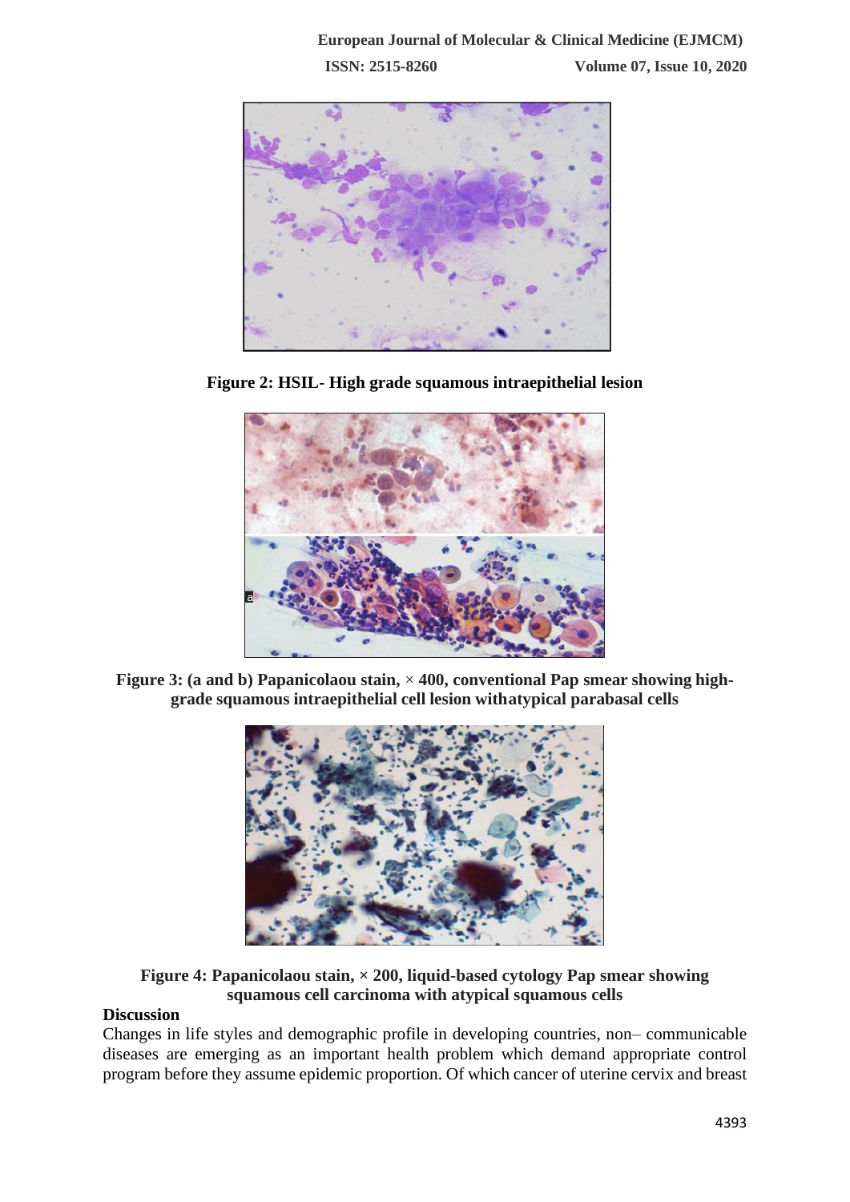Figure 2: HSIL- High grade squamous intraepithelial lesion

Figure 3: (a and b) Papanicolaou stain, × 400, conventional Pap smear showing high-grade squamous intraepithelial cell lesion withatypical parabasal cells

Figure 4: Papanicolaou stain, × 200, liquid-based cytology Pap smear showing squamous cell carcinoma with atypical squamous cells

## Discussion

Changes in life styles and demographic profile in developing countries, non– communicable diseases are emerging as an important health problem which demand appropriate control program before they assume epidemic proportion. Of which cancer of uterine cervix and breast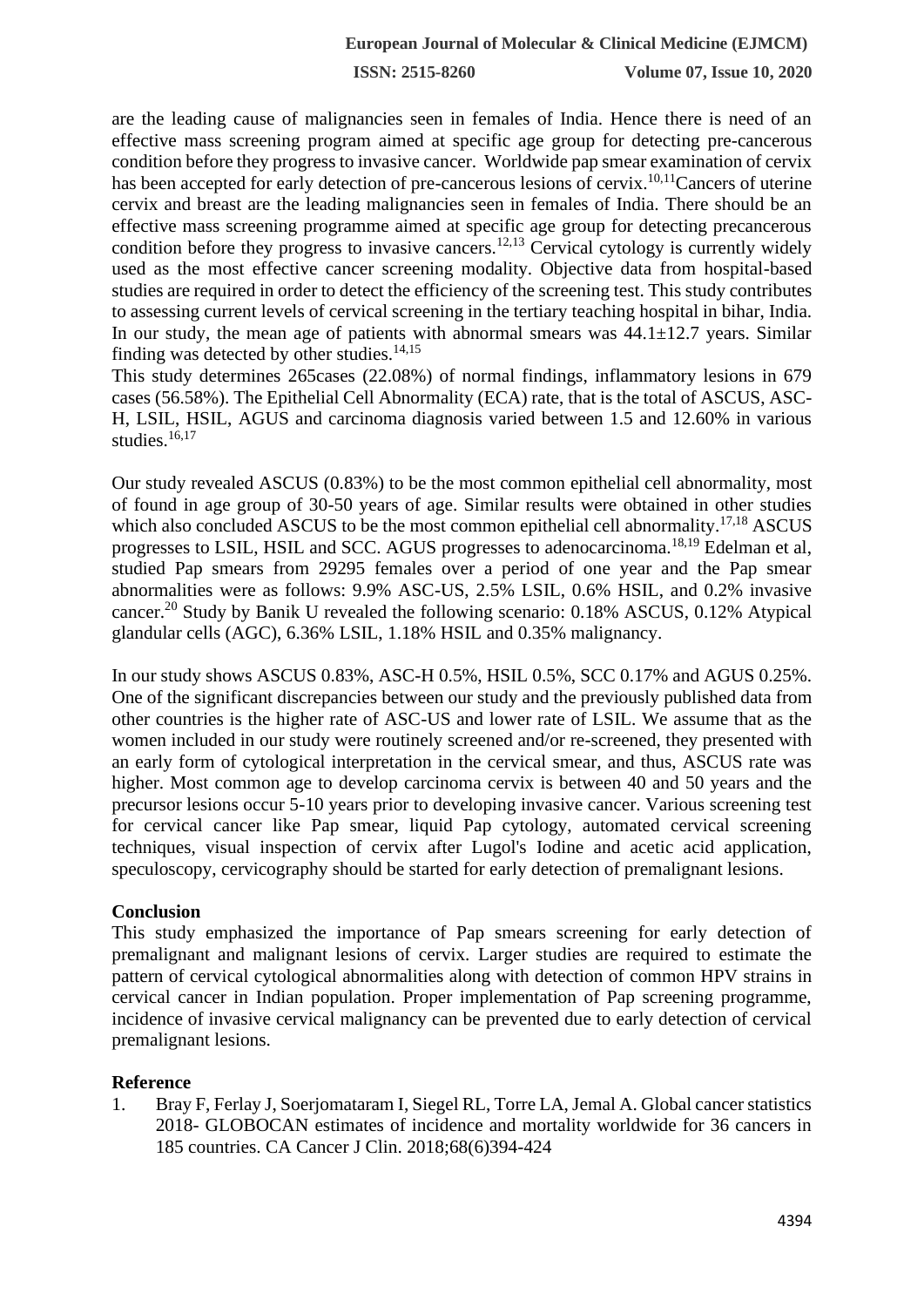are the leading cause of malignancies seen in females of India. Hence there is need of an effective mass screening program aimed at specific age group for detecting pre-cancerous condition before they progress to invasive cancer. Worldwide pap smear examination of cervix has been accepted for early detection of pre-cancerous lesions of cervix.[10,11]Cancers of uterine cervix and breast are the leading malignancies seen in females of India. There should be an effective mass screening programme aimed at specific age group for detecting precancerous condition before they progress to invasive cancers.[12,13] Cervical cytology is currently widely used as the most effective cancer screening modality. Objective data from hospital-based studies are required in order to detect the efficiency of the screening test. This study contributes to assessing current levels of cervical screening in the tertiary teaching hospital in bihar, India. In our study, the mean age of patients with abnormal smears was 44.1±12.7 years. Similar finding was detected by other studies.[14,15]

This study determines 265cases (22.08%) of normal findings, inflammatory lesions in 679 cases (56.58%). The Epithelial Cell Abnormality (ECA) rate, that is the total of ASCUS, ASC-H, LSIL, HSIL, AGUS and carcinoma diagnosis varied between 1.5 and 12.60% in various studies.[16,17]

Our study revealed ASCUS (0.83%) to be the most common epithelial cell abnormality, most of found in age group of 30-50 years of age. Similar results were obtained in other studies which also concluded ASCUS to be the most common epithelial cell abnormality.[17,18] ASCUS progresses to LSIL, HSIL and SCC. AGUS progresses to adenocarcinoma.[18,19] Edelman et al, studied Pap smears from 29295 females over a period of one year and the Pap smear abnormalities were as follows: 9.9% ASC-US, 2.5% LSIL, 0.6% HSIL, and 0.2% invasive cancer.[20] Study by Banik U revealed the following scenario: 0.18% ASCUS, 0.12% Atypical glandular cells (AGC), 6.36% LSIL, 1.18% HSIL and 0.35% malignancy.

In our study shows ASCUS 0.83%, ASC-H 0.5%, HSIL 0.5%, SCC 0.17% and AGUS 0.25%. One of the significant discrepancies between our study and the previously published data from other countries is the higher rate of ASC-US and lower rate of LSIL. We assume that as the women included in our study were routinely screened and/or re-screened, they presented with an early form of cytological interpretation in the cervical smear, and thus, ASCUS rate was higher. Most common age to develop carcinoma cervix is between 40 and 50 years and the precursor lesions occur 5-10 years prior to developing invasive cancer. Various screening test for cervical cancer like Pap smear, liquid Pap cytology, automated cervical screening techniques, visual inspection of cervix after Lugol's Iodine and acetic acid application, speculoscopy, cervicography should be started for early detection of premalignant lesions.

## Conclusion

This study emphasized the importance of Pap smears screening for early detection of premalignant and malignant lesions of cervix. Larger studies are required to estimate the pattern of cervical cytological abnormalities along with detection of common HPV strains in cervical cancer in Indian population. Proper implementation of Pap screening programme, incidence of invasive cervical malignancy can be prevented due to early detection of cervical premalignant lesions.

## Reference

1. Bray F, Ferlay J, Soerjomataram I, Siegel RL, Torre LA, Jemal A. Global cancer statistics 2018- GLOBOCAN estimates of incidence and mortality worldwide for 36 cancers in 185 countries. CA Cancer J Clin. 2018;68(6)394-424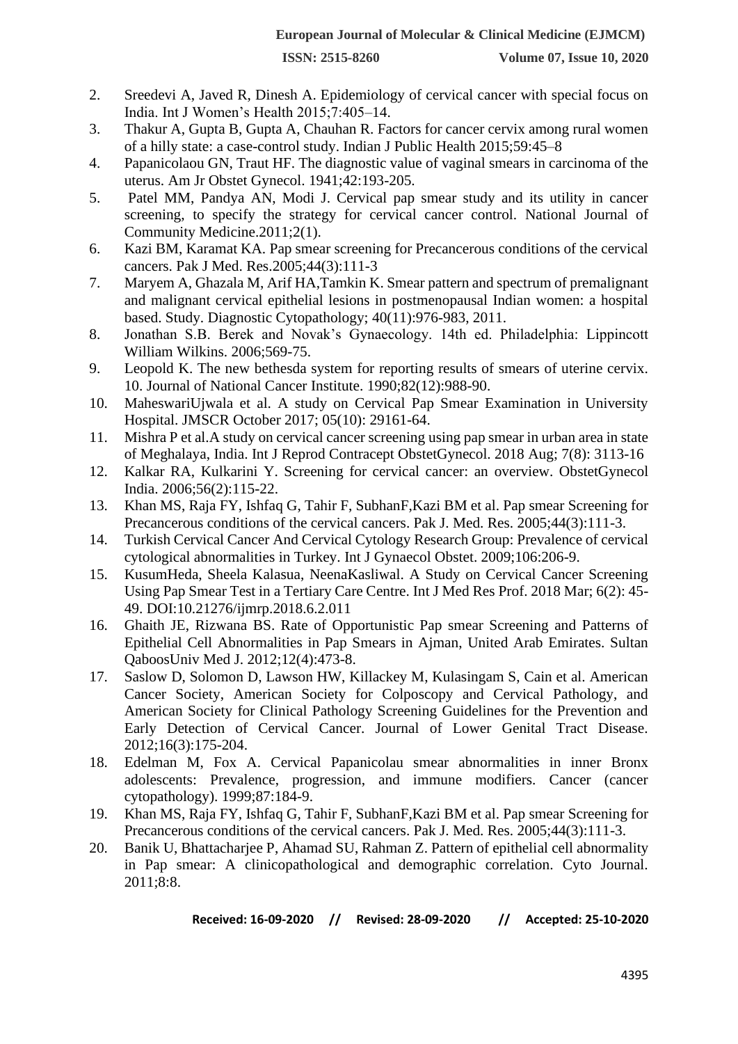2. Sreedevi A, Javed R, Dinesh A. Epidemiology of cervical cancer with special focus on India. Int J Women's Health 2015;7:405–14.
3. Thakur A, Gupta B, Gupta A, Chauhan R. Factors for cancer cervix among rural women of a hilly state: a case-control study. Indian J Public Health 2015;59:45–8
4. Papanicolaou GN, Traut HF. The diagnostic value of vaginal smears in carcinoma of the uterus. Am Jr Obstet Gynecol. 1941;42:193-205.
5. Patel MM, Pandya AN, Modi J. Cervical pap smear study and its utility in cancer screening, to specify the strategy for cervical cancer control. National Journal of Community Medicine.2011;2(1).
6. Kazi BM, Karamat KA. Pap smear screening for Precancerous conditions of the cervical cancers. Pak J Med. Res.2005;44(3):111-3
7. Maryem A, Ghazala M, Arif HA,Tamkin K. Smear pattern and spectrum of premalignant and malignant cervical epithelial lesions in postmenopausal Indian women: a hospital based. Study. Diagnostic Cytopathology; 40(11):976-983, 2011.
8. Jonathan S.B. Berek and Novak's Gynaecology. 14th ed. Philadelphia: Lippincott William Wilkins. 2006;569-75.
9. Leopold K. The new bethesda system for reporting results of smears of uterine cervix. 10. Journal of National Cancer Institute. 1990;82(12):988-90.
10. MaheswariUjwala et al. A study on Cervical Pap Smear Examination in University Hospital. JMSCR October 2017; 05(10): 29161-64.
11. Mishra P et al.A study on cervical cancer screening using pap smear in urban area in state of Meghalaya, India. Int J Reprod Contracept ObstetGynecol. 2018 Aug; 7(8): 3113-16
12. Kalkar RA, Kulkarini Y. Screening for cervical cancer: an overview. ObstetGynecol India. 2006;56(2):115-22.
13. Khan MS, Raja FY, Ishfaq G, Tahir F, SubhanF,Kazi BM et al. Pap smear Screening for Precancerous conditions of the cervical cancers. Pak J. Med. Res. 2005;44(3):111-3.
14. Turkish Cervical Cancer And Cervical Cytology Research Group: Prevalence of cervical cytological abnormalities in Turkey. Int J Gynaecol Obstet. 2009;106:206-9.
15. KusumHeda, Sheela Kalasua, NeenaKasliwal. A Study on Cervical Cancer Screening Using Pap Smear Test in a Tertiary Care Centre. Int J Med Res Prof. 2018 Mar; 6(2): 45-49. DOI:10.21276/ijmrp.2018.6.2.011
16. Ghaith JE, Rizwana BS. Rate of Opportunistic Pap smear Screening and Patterns of Epithelial Cell Abnormalities in Pap Smears in Ajman, United Arab Emirates. Sultan QaboosUniv Med J. 2012;12(4):473-8.
17. Saslow D, Solomon D, Lawson HW, Killackey M, Kulasingam S, Cain et al. American Cancer Society, American Society for Colposcopy and Cervical Pathology, and American Society for Clinical Pathology Screening Guidelines for the Prevention and Early Detection of Cervical Cancer. Journal of Lower Genital Tract Disease. 2012;16(3):175-204.
18. Edelman M, Fox A. Cervical Papanicolau smear abnormalities in inner Bronx adolescents: Prevalence, progression, and immune modifiers. Cancer (cancer cytopathology). 1999;87:184-9.
19. Khan MS, Raja FY, Ishfaq G, Tahir F, SubhanF,Kazi BM et al. Pap smear Screening for Precancerous conditions of the cervical cancers. Pak J. Med. Res. 2005;44(3):111-3.
20. Banik U, Bhattacharjee P, Ahamad SU, Rahman Z. Pattern of epithelial cell abnormality in Pap smear: A clinicopathological and demographic correlation. Cyto Journal. 2011;8:8.

**Received: 16-09-2020 // Revised: 28-09-2020 // Accepted: 25-10-2020**